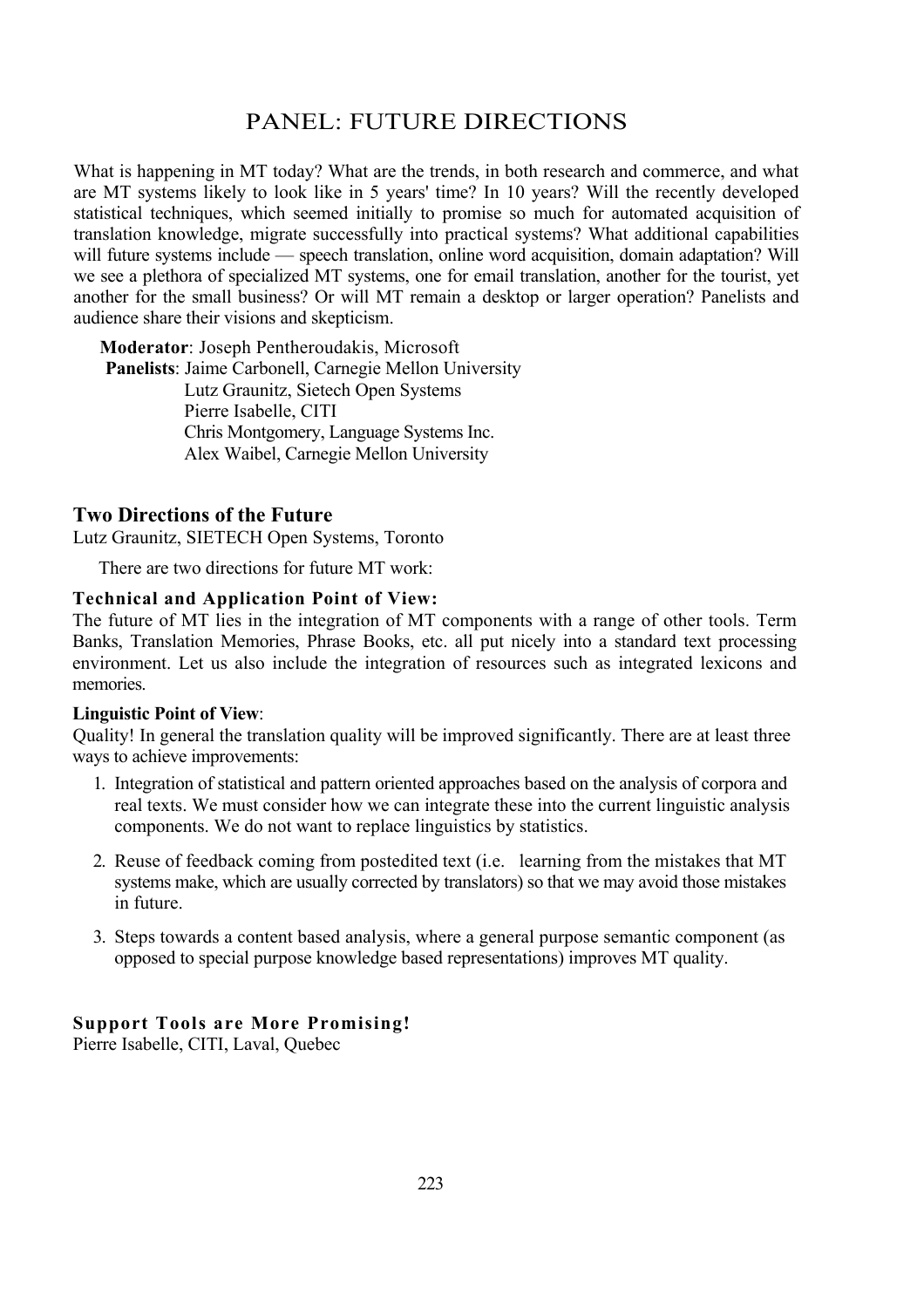# PANEL: FUTURE DIRECTIONS

What is happening in MT today? What are the trends, in both research and commerce, and what are MT systems likely to look like in 5 years' time? In 10 years? Will the recently developed statistical techniques, which seemed initially to promise so much for automated acquisition of translation knowledge, migrate successfully into practical systems? What additional capabilities will future systems include — speech translation, online word acquisition, domain adaptation? Will we see a plethora of specialized MT systems, one for email translation, another for the tourist, yet another for the small business? Or will MT remain a desktop or larger operation? Panelists and audience share their visions and skepticism.

**Moderator**: Joseph Pentheroudakis, Microsoft
**Panelists**: Jaime Carbonell, Carnegie Mellon University
Lutz Graunitz, Sietech Open Systems
Pierre Isabelle, CITI
Chris Montgomery, Language Systems Inc.
Alex Waibel, Carnegie Mellon University

## Two Directions of the Future

Lutz Graunitz, SIETECH Open Systems, Toronto

There are two directions for future MT work:

### Technical and Application Point of View:

The future of MT lies in the integration of MT components with a range of other tools. Term Banks, Translation Memories, Phrase Books, etc. all put nicely into a standard text processing environment. Let us also include the integration of resources such as integrated lexicons and memories.

### Linguistic Point of View:

Quality! In general the translation quality will be improved significantly. There are at least three ways to achieve improvements:

1. Integration of statistical and pattern oriented approaches based on the analysis of corpora and real texts. We must consider how we can integrate these into the current linguistic analysis components. We do not want to replace linguistics by statistics.

2. Reuse of feedback coming from postedited text (i.e. learning from the mistakes that MT systems make, which are usually corrected by translators) so that we may avoid those mistakes in future.

3. Steps towards a content based analysis, where a general purpose semantic component (as opposed to special purpose knowledge based representations) improves MT quality.

## Support Tools are More Promising!

Pierre Isabelle, CITI, Laval, Quebec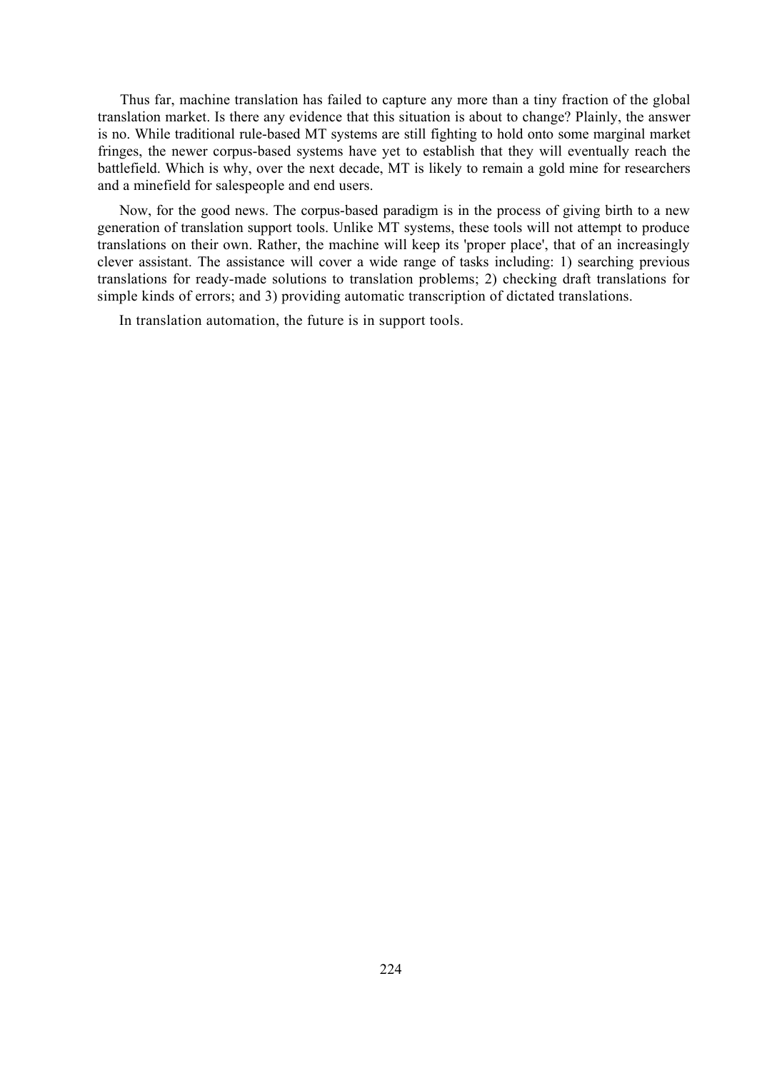Thus far, machine translation has failed to capture any more than a tiny fraction of the global translation market. Is there any evidence that this situation is about to change? Plainly, the answer is no. While traditional rule-based MT systems are still fighting to hold onto some marginal market fringes, the newer corpus-based systems have yet to establish that they will eventually reach the battlefield. Which is why, over the next decade, MT is likely to remain a gold mine for researchers and a minefield for salespeople and end users.

Now, for the good news. The corpus-based paradigm is in the process of giving birth to a new generation of translation support tools. Unlike MT systems, these tools will not attempt to produce translations on their own. Rather, the machine will keep its 'proper place', that of an increasingly clever assistant. The assistance will cover a wide range of tasks including: 1) searching previous translations for ready-made solutions to translation problems; 2) checking draft translations for simple kinds of errors; and 3) providing automatic transcription of dictated translations.

In translation automation, the future is in support tools.